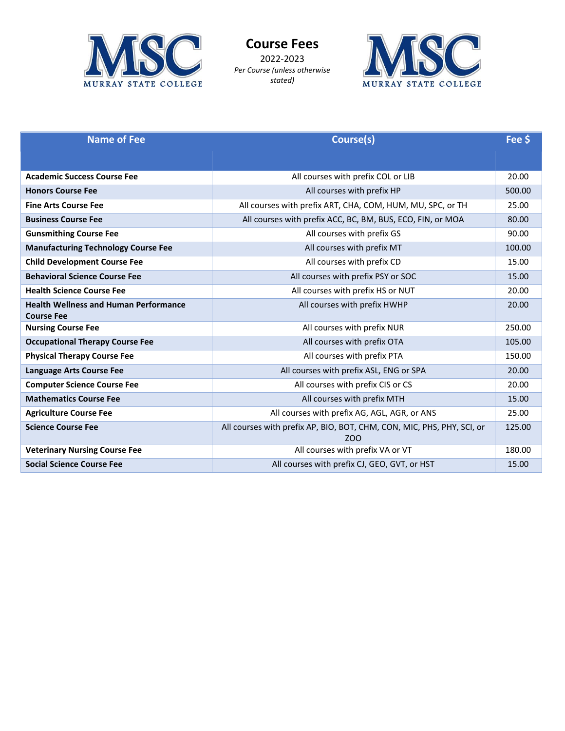# Course Fees

2022-2023

*Per Course (unless otherwise stated)*

| Name of Fee | Course(s) | Fee $ |
|---|---|---|
| **Academic Success Course Fee** | All courses with prefix COL or LIB | 20.00 |
| **Honors Course Fee** | All courses with prefix HP | 500.00 |
| **Fine Arts Course Fee** | All courses with prefix ART, CHA, COM, HUM, MU, SPC, or TH | 25.00 |
| **Business Course Fee** | All courses with prefix ACC, BC, BM, BUS, ECO, FIN, or MOA | 80.00 |
| **Gunsmithing Course Fee** | All courses with prefix GS | 90.00 |
| **Manufacturing Technology Course Fee** | All courses with prefix MT | 100.00 |
| **Child Development Course Fee** | All courses with prefix CD | 15.00 |
| **Behavioral Science Course Fee** | All courses with prefix PSY or SOC | 15.00 |
| **Health Science Course Fee** | All courses with prefix HS or NUT | 20.00 |
| **Health Wellness and Human Performance Course Fee** | All courses with prefix HWHP | 20.00 |
| **Nursing Course Fee** | All courses with prefix NUR | 250.00 |
| **Occupational Therapy Course Fee** | All courses with prefix OTA | 105.00 |
| **Physical Therapy Course Fee** | All courses with prefix PTA | 150.00 |
| **Language Arts Course Fee** | All courses with prefix ASL, ENG or SPA | 20.00 |
| **Computer Science Course Fee** | All courses with prefix CIS or CS | 20.00 |
| **Mathematics Course Fee** | All courses with prefix MTH | 15.00 |
| **Agriculture Course Fee** | All courses with prefix AG, AGL, AGR, or ANS | 25.00 |
| **Science Course Fee** | All courses with prefix AP, BIO, BOT, CHM, CON, MIC, PHS, PHY, SCI, or ZOO | 125.00 |
| **Veterinary Nursing Course Fee** | All courses with prefix VA or VT | 180.00 |
| **Social Science Course Fee** | All courses with prefix CJ, GEO, GVT, or HST | 15.00 |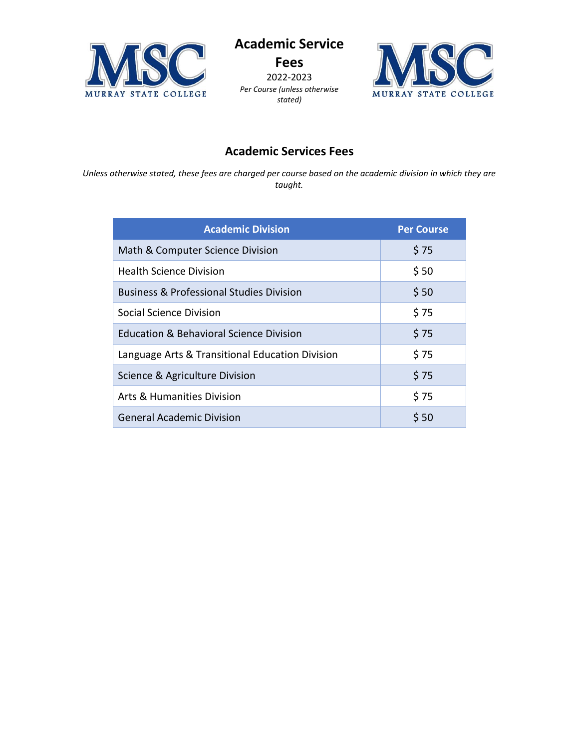# Academic Service Fees

2022-2023

*Per Course (unless otherwise stated)*

## Academic Services Fees

*Unless otherwise stated, these fees are charged per course based on the academic division in which they are taught.*

| Academic Division | Per Course |
|---|---|
| Math & Computer Science Division | $ 75 |
| Health Science Division | $ 50 |
| Business & Professional Studies Division | $ 50 |
| Social Science Division | $ 75 |
| Education & Behavioral Science Division | $ 75 |
| Language Arts & Transitional Education Division | $ 75 |
| Science & Agriculture Division | $ 75 |
| Arts & Humanities Division | $ 75 |
| General Academic Division | $ 50 |